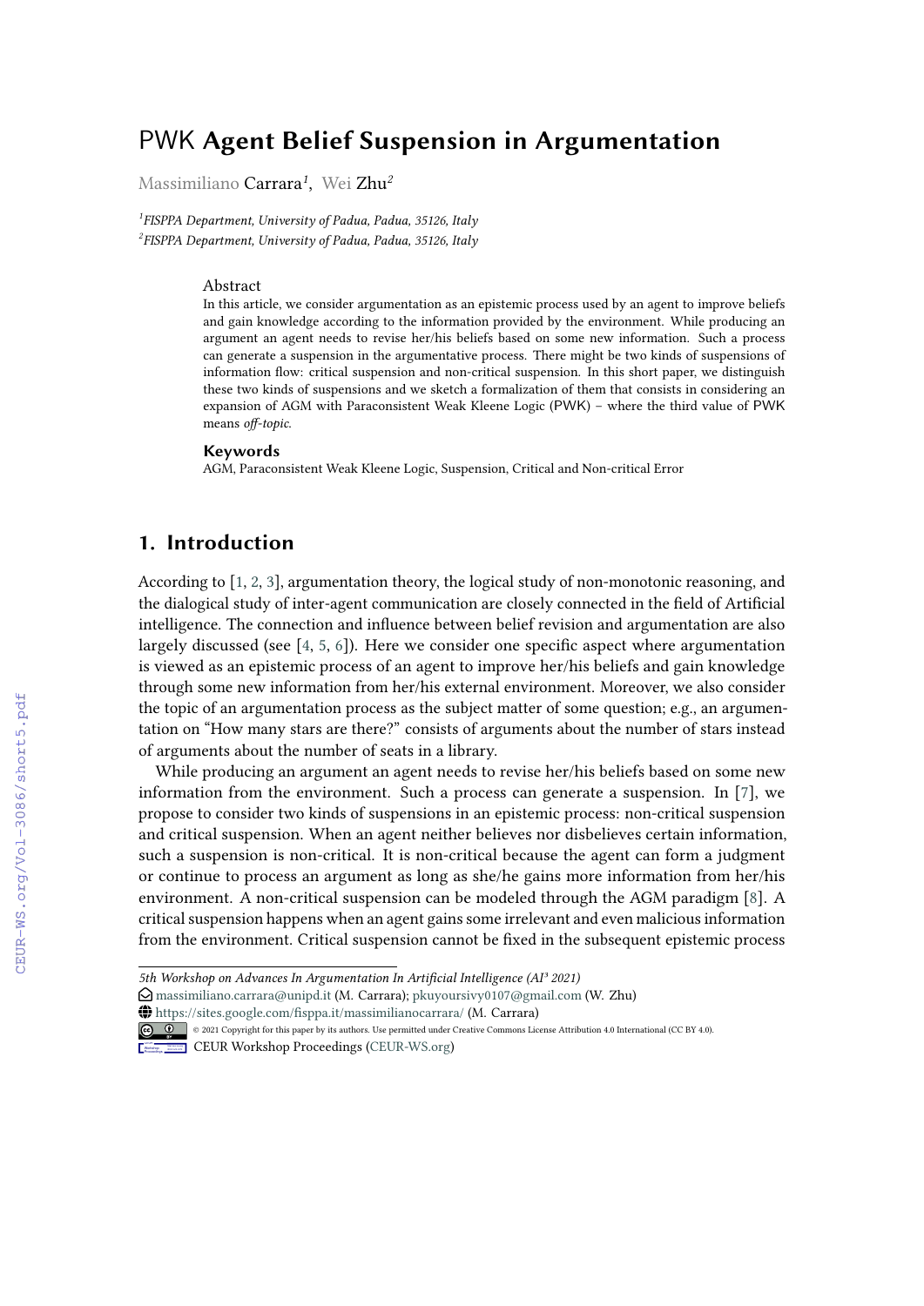# PWK **Agent Belief Suspension in Argumentation**

Massimiliano **Carrara**[1], Wei **Zhu**[2]

[1]*FISPPA Department, University of Padua, Padua, 35126, Italy*
[2]*FISPPA Department, University of Padua, Padua, 35126, Italy*

### Abstract

In this article, we consider argumentation as an epistemic process used by an agent to improve beliefs and gain knowledge according to the information provided by the environment. While producing an argument an agent needs to revise her/his beliefs based on some new information. Such a process can generate a suspension in the argumentative process. There might be two kinds of suspensions of information flow: critical suspension and non-critical suspension. In this short paper, we distinguish these two kinds of suspensions and we sketch a formalization of them that consists in considering an expansion of AGM with Paraconsistent Weak Kleene Logic (PWK) – where the third value of PWK means *off-topic*.

### Keywords

AGM, Paraconsistent Weak Kleene Logic, Suspension, Critical and Non-critical Error

## 1. Introduction

According to [1, 2, 3], argumentation theory, the logical study of non-monotonic reasoning, and the dialogical study of inter-agent communication are closely connected in the field of Artificial intelligence. The connection and influence between belief revision and argumentation are also largely discussed (see [4, 5, 6]). Here we consider one specific aspect where argumentation is viewed as an epistemic process of an agent to improve her/his beliefs and gain knowledge through some new information from her/his external environment. Moreover, we also consider the topic of an argumentation process as the subject matter of some question; e.g., an argumentation on "How many stars are there?" consists of arguments about the number of stars instead of arguments about the number of seats in a library.

While producing an argument an agent needs to revise her/his beliefs based on some new information from the environment. Such a process can generate a suspension. In [7], we propose to consider two kinds of suspensions in an epistemic process: non-critical suspension and critical suspension. When an agent neither believes nor disbelieves certain information, such a suspension is non-critical. It is non-critical because the agent can form a judgment or continue to process an argument as long as she/he gains more information from her/his environment. A non-critical suspension can be modeled through the AGM paradigm [8]. A critical suspension happens when an agent gains some irrelevant and even malicious information from the environment. Critical suspension cannot be fixed in the subsequent epistemic process

---

*5th Workshop on Advances In Argumentation In Artificial Intelligence (AI³ 2021)*
massimiliano.carrara@unipd.it (M. Carrara); pkuyoursivy0107@gmail.com (W. Zhu)
https://sites.google.com/fisppa.it/massimilianocarrara/ (M. Carrara)
© 2021 Copyright for this paper by its authors. Use permitted under Creative Commons License Attribution 4.0 International (CC BY 4.0).
CEUR Workshop Proceedings (CEUR-WS.org)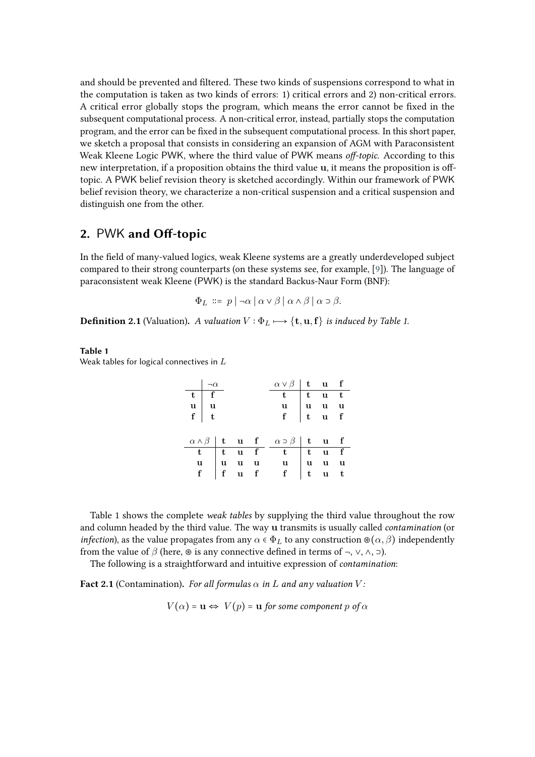and should be prevented and filtered. These two kinds of suspensions correspond to what in the computation is taken as two kinds of errors: 1) critical errors and 2) non-critical errors. A critical error globally stops the program, which means the error cannot be fixed in the subsequent computational process. A non-critical error, instead, partially stops the computation program, and the error can be fixed in the subsequent computational process. In this short paper, we sketch a proposal that consists in considering an expansion of AGM with Paraconsistent Weak Kleene Logic PWK, where the third value of PWK means *off-topic*. According to this new interpretation, if a proposition obtains the third value $\mathbf{u}$, it means the proposition is off-topic. A PWK belief revision theory is sketched accordingly. Within our framework of PWK belief revision theory, we characterize a non-critical suspension and a critical suspension and distinguish one from the other.

## 2. PWK and Off-topic

In the field of many-valued logics, weak Kleene systems are a greatly underdeveloped subject compared to their strong counterparts (on these systems see, for example, [9]). The language of paraconsistent weak Kleene (PWK) is the standard Backus-Naur Form (BNF):

$$\Phi_L ::= p \mid \neg\alpha \mid \alpha \vee \beta \mid \alpha \wedge \beta \mid \alpha \supset \beta.$$

**Definition 2.1** (Valuation). *A valuation $V : \Phi_L \longmapsto \{\mathbf{t}, \mathbf{u}, \mathbf{f}\}$ is induced by Table 1.*

**Table 1**
Weak tables for logical connectives in $L$

| | $\neg\alpha$ |
|---|---|
| $\mathbf{t}$ | $\mathbf{f}$ |
| $\mathbf{u}$ | $\mathbf{u}$ |
| $\mathbf{f}$ | $\mathbf{t}$ |

| $\alpha \vee \beta$ | $\mathbf{t}$ | $\mathbf{u}$ | $\mathbf{f}$ |
|---|---|---|---|
| $\mathbf{t}$ | $\mathbf{t}$ | $\mathbf{u}$ | $\mathbf{t}$ |
| $\mathbf{u}$ | $\mathbf{u}$ | $\mathbf{u}$ | $\mathbf{u}$ |
| $\mathbf{f}$ | $\mathbf{t}$ | $\mathbf{u}$ | $\mathbf{f}$ |

| $\alpha \wedge \beta$ | $\mathbf{t}$ | $\mathbf{u}$ | $\mathbf{f}$ |
|---|---|---|---|
| $\mathbf{t}$ | $\mathbf{t}$ | $\mathbf{u}$ | $\mathbf{f}$ |
| $\mathbf{u}$ | $\mathbf{u}$ | $\mathbf{u}$ | $\mathbf{u}$ |
| $\mathbf{f}$ | $\mathbf{f}$ | $\mathbf{u}$ | $\mathbf{f}$ |

| $\alpha \supset \beta$ | $\mathbf{t}$ | $\mathbf{u}$ | $\mathbf{f}$ |
|---|---|---|---|
| $\mathbf{t}$ | $\mathbf{t}$ | $\mathbf{u}$ | $\mathbf{f}$ |
| $\mathbf{u}$ | $\mathbf{u}$ | $\mathbf{u}$ | $\mathbf{u}$ |
| $\mathbf{f}$ | $\mathbf{t}$ | $\mathbf{u}$ | $\mathbf{t}$ |

Table 1 shows the complete *weak tables* by supplying the third value throughout the row and column headed by the third value. The way $\mathbf{u}$ transmits is usually called *contamination* (or *infection*), as the value propagates from any $\alpha \in \Phi_L$ to any construction $\circledast(\alpha, \beta)$ independently from the value of $\beta$ (here, $\circledast$ is any connective defined in terms of $\neg, \vee, \wedge, \supset$).

The following is a straightforward and intuitive expression of *contamination*:

**Fact 2.1** (Contamination). *For all formulas $\alpha$ in $L$ and any valuation $V$:*

$$V(\alpha) = \mathbf{u} \Leftrightarrow V(p) = \mathbf{u} \text{ for some component } p \text{ of } \alpha$$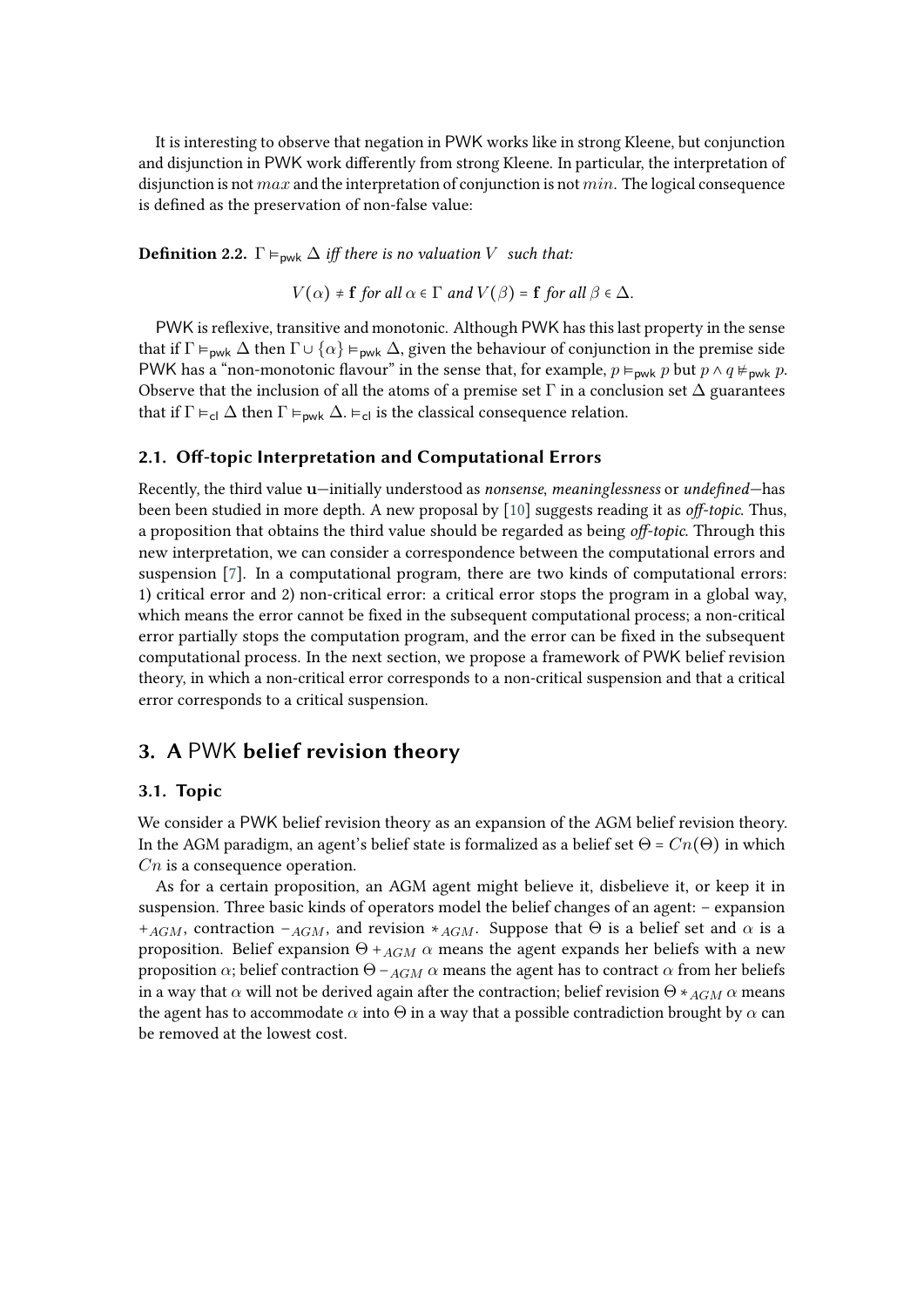It is interesting to observe that negation in PWK works like in strong Kleene, but conjunction and disjunction in PWK work differently from strong Kleene. In particular, the interpretation of disjunction is not $max$ and the interpretation of conjunction is not $min$. The logical consequence is defined as the preservation of non-false value:

**Definition 2.2.** $\Gamma \vDash_{\mathsf{pwk}} \Delta$ *iff there is no valuation* $V$ *such that:*

$$V(\alpha) \neq \mathbf{f} \textit{ for all } \alpha \in \Gamma \textit{ and } V(\beta) = \mathbf{f} \textit{ for all } \beta \in \Delta.$$

PWK is reflexive, transitive and monotonic. Although PWK has this last property in the sense that if $\Gamma \vDash_{\mathsf{pwk}} \Delta$ then $\Gamma \cup \{\alpha\} \vDash_{\mathsf{pwk}} \Delta$, given the behaviour of conjunction in the premise side PWK has a "non-monotonic flavour" in the sense that, for example, $p \vDash_{\mathsf{pwk}} p$ but $p \wedge q \nvDash_{\mathsf{pwk}} p$. Observe that the inclusion of all the atoms of a premise set $\Gamma$ in a conclusion set $\Delta$ guarantees that if $\Gamma \vDash_{\mathsf{cl}} \Delta$ then $\Gamma \vDash_{\mathsf{pwk}} \Delta$. $\vDash_{\mathsf{cl}}$ is the classical consequence relation.

### 2.1. Off-topic Interpretation and Computational Errors

Recently, the third value $\mathbf{u}$—initially understood as *nonsense*, *meaninglessness* or *undefined*—has been been studied in more depth. A new proposal by [10] suggests reading it as *off-topic*. Thus, a proposition that obtains the third value should be regarded as being *off-topic*. Through this new interpretation, we can consider a correspondence between the computational errors and suspension [7]. In a computational program, there are two kinds of computational errors: 1) critical error and 2) non-critical error: a critical error stops the program in a global way, which means the error cannot be fixed in the subsequent computational process; a non-critical error partially stops the computation program, and the error can be fixed in the subsequent computational process. In the next section, we propose a framework of PWK belief revision theory, in which a non-critical error corresponds to a non-critical suspension and that a critical error corresponds to a critical suspension.

## 3. A PWK belief revision theory

### 3.1. Topic

We consider a PWK belief revision theory as an expansion of the AGM belief revision theory. In the AGM paradigm, an agent's belief state is formalized as a belief set $\Theta = Cn(\Theta)$ in which $Cn$ is a consequence operation.

As for a certain proposition, an AGM agent might believe it, disbelieve it, or keep it in suspension. Three basic kinds of operators model the belief changes of an agent: – expansion $+_{AGM}$, contraction $-_{AGM}$, and revision $*_{AGM}$. Suppose that $\Theta$ is a belief set and $\alpha$ is a proposition. Belief expansion $\Theta +_{AGM} \alpha$ means the agent expands her beliefs with a new proposition $\alpha$; belief contraction $\Theta -_{AGM} \alpha$ means the agent has to contract $\alpha$ from her beliefs in a way that $\alpha$ will not be derived again after the contraction; belief revision $\Theta *_{AGM} \alpha$ means the agent has to accommodate $\alpha$ into $\Theta$ in a way that a possible contradiction brought by $\alpha$ can be removed at the lowest cost.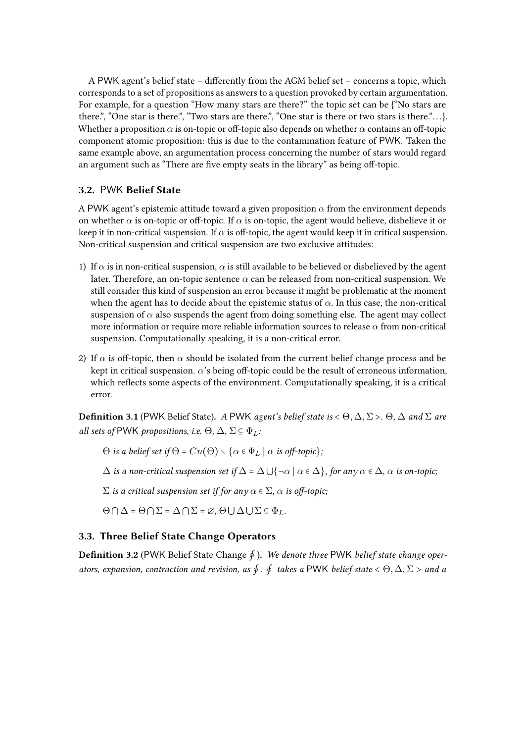A PWK agent's belief state – differently from the AGM belief set – concerns a topic, which corresponds to a set of propositions as answers to a question provoked by certain argumentation. For example, for a question "How many stars are there?" the topic set can be {"No stars are there.", "One star is there.", "Two stars are there.", "One star is there or two stars is there."…}. Whether a proposition $\alpha$ is on-topic or off-topic also depends on whether $\alpha$ contains an off-topic component atomic proposition: this is due to the contamination feature of PWK. Taken the same example above, an argumentation process concerning the number of stars would regard an argument such as "There are five empty seats in the library" as being off-topic.

### 3.2. PWK Belief State

A PWK agent's epistemic attitude toward a given proposition $\alpha$ from the environment depends on whether $\alpha$ is on-topic or off-topic. If $\alpha$ is on-topic, the agent would believe, disbelieve it or keep it in non-critical suspension. If $\alpha$ is off-topic, the agent would keep it in critical suspension. Non-critical suspension and critical suspension are two exclusive attitudes:

1) If $\alpha$ is in non-critical suspension, $\alpha$ is still available to be believed or disbelieved by the agent later. Therefore, an on-topic sentence $\alpha$ can be released from non-critical suspension. We still consider this kind of suspension an error because it might be problematic at the moment when the agent has to decide about the epistemic status of $\alpha$. In this case, the non-critical suspension of $\alpha$ also suspends the agent from doing something else. The agent may collect more information or require more reliable information sources to release $\alpha$ from non-critical suspension. Computationally speaking, it is a non-critical error.
2) If $\alpha$ is off-topic, then $\alpha$ should be isolated from the current belief change process and be kept in critical suspension. $\alpha$'s being off-topic could be the result of erroneous information, which reflects some aspects of the environment. Computationally speaking, it is a critical error.

**Definition 3.1** (PWK Belief State)**.** *A* PWK *agent's belief state is* $<\Theta, \Delta, \Sigma>$. $\Theta$, $\Delta$ *and* $\Sigma$ *are all sets of* PWK *propositions, i.e.* $\Theta$, $\Delta$, $\Sigma \subseteq \Phi_L$*:*

$\Theta$ *is a belief set if* $\Theta = Cn(\Theta) \setminus \{\alpha \in \Phi_L \mid \alpha \text{ is off-topic}\}$*;*

$\Delta$ *is a non-critical suspension set if* $\Delta = \Delta \bigcup \{\neg\alpha \mid \alpha \in \Delta\}$*, for any* $\alpha \in \Delta$*,* $\alpha$ *is on-topic;*

$\Sigma$ *is a critical suspension set if for any* $\alpha \in \Sigma$*,* $\alpha$ *is off-topic;*

$\Theta \bigcap \Delta = \Theta \bigcap \Sigma = \Delta \bigcap \Sigma = \varnothing$*,* $\Theta \bigcup \Delta \bigcup \Sigma \subseteq \Phi_L$*.*

### 3.3. Three Belief State Change Operators

**Definition 3.2** (PWK Belief State Change $\oint$)**.** *We denote three* PWK *belief state change operators, expansion, contraction and revision, as* $\oint$*.* $\oint$ *takes a* PWK *belief state* $<\Theta, \Delta, \Sigma>$ *and a*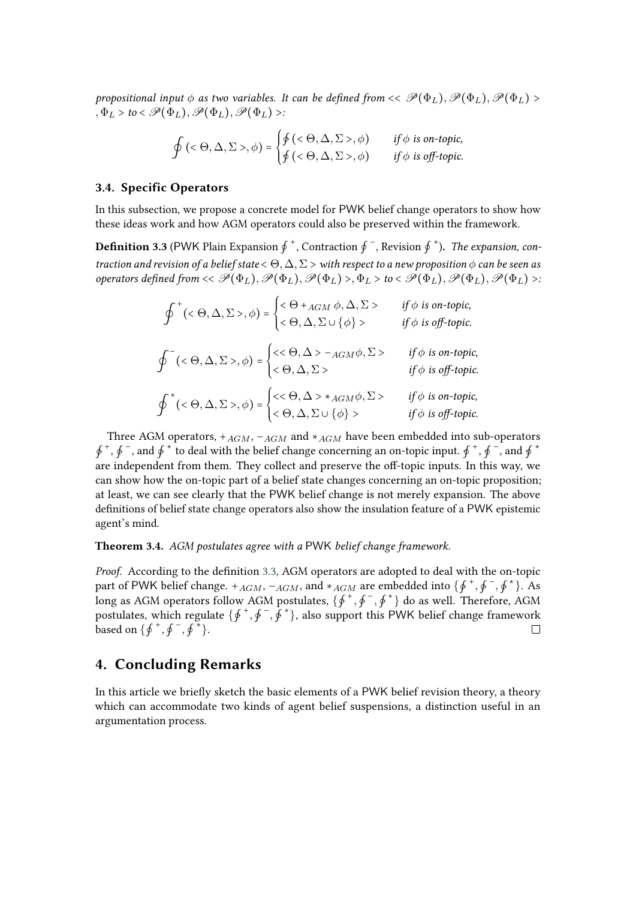*propositional input $\phi$ as two variables. It can be defined from $<< \mathscr{P}(\Phi_L), \mathscr{P}(\Phi_L), \mathscr{P}(\Phi_L) >, \Phi_L >$ to $< \mathscr{P}(\Phi_L), \mathscr{P}(\Phi_L), \mathscr{P}(\Phi_L) >$:*

$$\oint (< \Theta, \Delta, \Sigma >, \phi) = \begin{cases} \oint (< \Theta, \Delta, \Sigma >, \phi) & \text{if } \phi \text{ is on-topic,} \\ \oint (< \Theta, \Delta, \Sigma >, \phi) & \text{if } \phi \text{ is off-topic.} \end{cases}$$

### 3.4. Specific Operators

In this subsection, we propose a concrete model for PWK belief change operators to show how these ideas work and how AGM operators could also be preserved within the framework.

**Definition 3.3** (PWK Plain Expansion $\oint^{+}$, Contraction $\oint^{-}$, Revision $\oint^{*}$)**.** *The expansion, contraction and revision of a belief state $< \Theta, \Delta, \Sigma >$ with respect to a new proposition $\phi$ can be seen as operators defined from $<< \mathscr{P}(\Phi_L), \mathscr{P}(\Phi_L), \mathscr{P}(\Phi_L) >, \Phi_L >$ to $< \mathscr{P}(\Phi_L), \mathscr{P}(\Phi_L), \mathscr{P}(\Phi_L) >$:*

$$\oint^{+} (< \Theta, \Delta, \Sigma >, \phi) = \begin{cases} < \Theta +_{AGM} \phi, \Delta, \Sigma > & \text{if } \phi \text{ is on-topic,} \\ < \Theta, \Delta, \Sigma \cup \{\phi\} > & \text{if } \phi \text{ is off-topic.} \end{cases}$$

$$\oint^{-} (< \Theta, \Delta, \Sigma >, \phi) = \begin{cases} << \Theta, \Delta > -_{AGM} \phi, \Sigma > & \text{if } \phi \text{ is on-topic,} \\ < \Theta, \Delta, \Sigma > & \text{if } \phi \text{ is off-topic.} \end{cases}$$

$$\oint^{*} (< \Theta, \Delta, \Sigma >, \phi) = \begin{cases} << \Theta, \Delta > *_{AGM} \phi, \Sigma > & \text{if } \phi \text{ is on-topic,} \\ < \Theta, \Delta, \Sigma \cup \{\phi\} > & \text{if } \phi \text{ is off-topic.} \end{cases}$$

Three AGM operators, $+_{AGM}$, $-_{AGM}$ and $*_{AGM}$ have been embedded into sub-operators $\oint^{+}$, $\oint^{-}$, and $\oint^{*}$ to deal with the belief change concerning an on-topic input. $\oint^{+}$, $\oint^{-}$, and $\oint^{*}$ are independent from them. They collect and preserve the off-topic inputs. In this way, we can show how the on-topic part of a belief state changes concerning an on-topic proposition; at least, we can see clearly that the PWK belief change is not merely expansion. The above definitions of belief state change operators also show the insulation feature of a PWK epistemic agent's mind.

**Theorem 3.4.** *AGM postulates agree with a PWK belief change framework.*

*Proof.* According to the definition 3.3, AGM operators are adopted to deal with the on-topic part of PWK belief change. $+_{AGM}$, $-_{AGM}$, and $*_{AGM}$ are embedded into $\{\oint^{+}, \oint^{-}, \oint^{*}\}$. As long as AGM operators follow AGM postulates, $\{\oint^{+}, \oint^{-}, \oint^{*}\}$ do as well. Therefore, AGM postulates, which regulate $\{\oint^{+}, \oint^{-}, \oint^{*}\}$, also support this PWK belief change framework based on $\{\oint^{+}, \oint^{-}, \oint^{*}\}$. □

## 4. Concluding Remarks

In this article we briefly sketch the basic elements of a PWK belief revision theory, a theory which can accommodate two kinds of agent belief suspensions, a distinction useful in an argumentation process.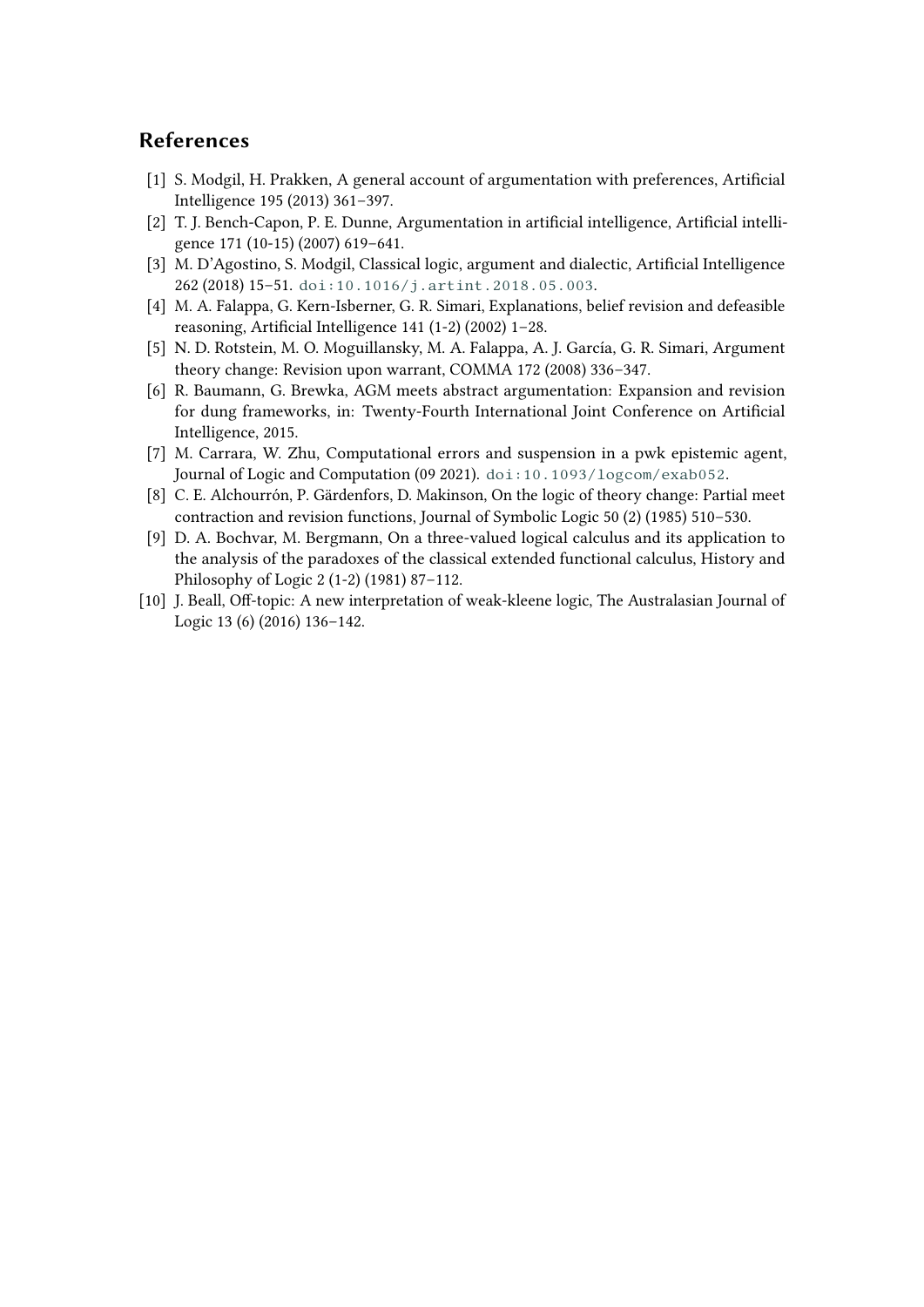## References

[1] S. Modgil, H. Prakken, A general account of argumentation with preferences, Artificial Intelligence 195 (2013) 361–397.

[2] T. J. Bench-Capon, P. E. Dunne, Argumentation in artificial intelligence, Artificial intelligence 171 (10-15) (2007) 619–641.

[3] M. D'Agostino, S. Modgil, Classical logic, argument and dialectic, Artificial Intelligence 262 (2018) 15–51. doi:10.1016/j.artint.2018.05.003.

[4] M. A. Falappa, G. Kern-Isberner, G. R. Simari, Explanations, belief revision and defeasible reasoning, Artificial Intelligence 141 (1-2) (2002) 1–28.

[5] N. D. Rotstein, M. O. Moguillansky, M. A. Falappa, A. J. García, G. R. Simari, Argument theory change: Revision upon warrant, COMMA 172 (2008) 336–347.

[6] R. Baumann, G. Brewka, AGM meets abstract argumentation: Expansion and revision for dung frameworks, in: Twenty-Fourth International Joint Conference on Artificial Intelligence, 2015.

[7] M. Carrara, W. Zhu, Computational errors and suspension in a pwk epistemic agent, Journal of Logic and Computation (09 2021). doi:10.1093/logcom/exab052.

[8] C. E. Alchourrón, P. Gärdenfors, D. Makinson, On the logic of theory change: Partial meet contraction and revision functions, Journal of Symbolic Logic 50 (2) (1985) 510–530.

[9] D. A. Bochvar, M. Bergmann, On a three-valued logical calculus and its application to the analysis of the paradoxes of the classical extended functional calculus, History and Philosophy of Logic 2 (1-2) (1981) 87–112.

[10] J. Beall, Off-topic: A new interpretation of weak-kleene logic, The Australasian Journal of Logic 13 (6) (2016) 136–142.